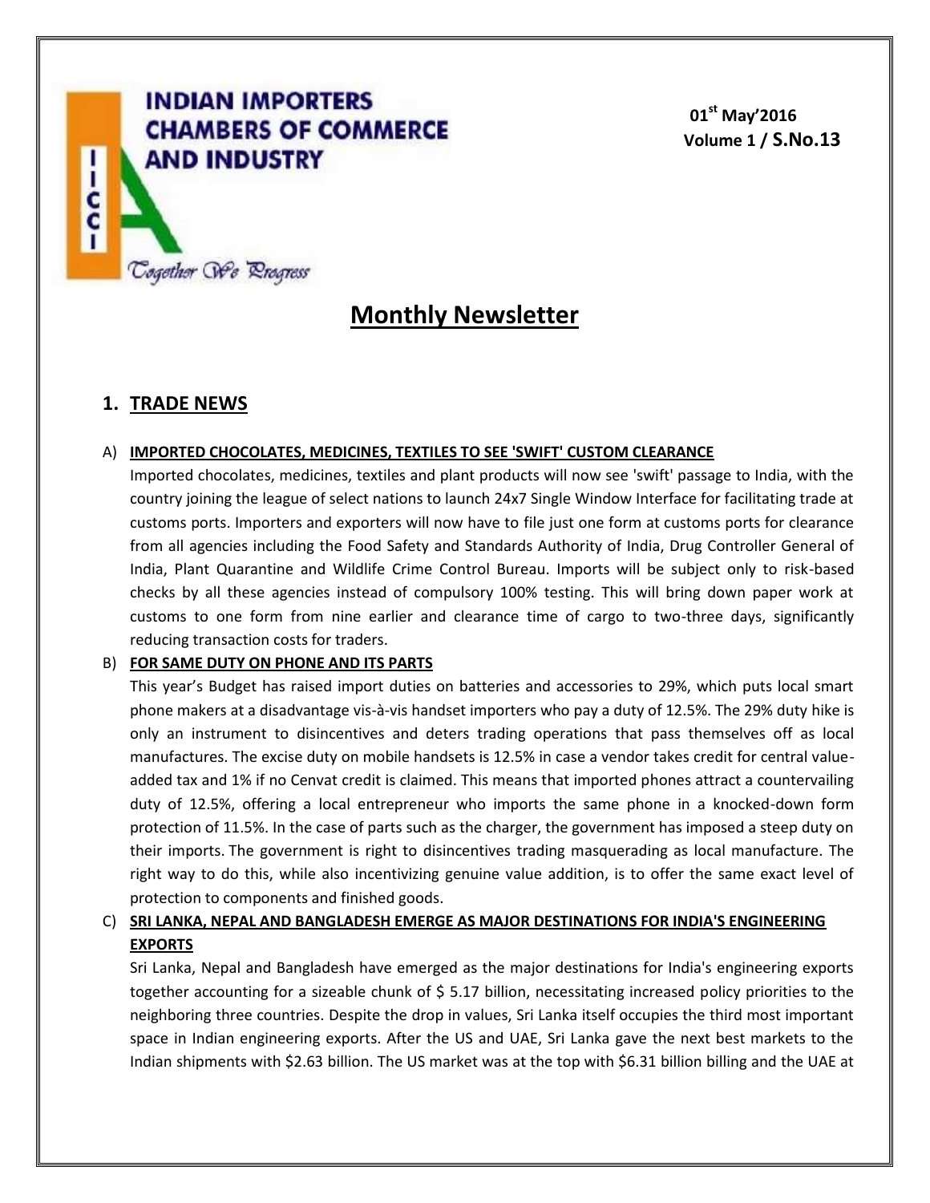**INDIAN IMPORTERS CHAMBERS OF COMMERCE AND INDUSTRY**

*Together We Progress*

**01st May'2016**
**Volume 1 / S.No.13**

# Monthly Newsletter

## 1. TRADE NEWS

A) **IMPORTED CHOCOLATES, MEDICINES, TEXTILES TO SEE 'SWIFT' CUSTOM CLEARANCE**

Imported chocolates, medicines, textiles and plant products will now see 'swift' passage to India, with the country joining the league of select nations to launch 24x7 Single Window Interface for facilitating trade at customs ports. Importers and exporters will now have to file just one form at customs ports for clearance from all agencies including the Food Safety and Standards Authority of India, Drug Controller General of India, Plant Quarantine and Wildlife Crime Control Bureau. Imports will be subject only to risk-based checks by all these agencies instead of compulsory 100% testing. This will bring down paper work at customs to one form from nine earlier and clearance time of cargo to two-three days, significantly reducing transaction costs for traders.

B) **FOR SAME DUTY ON PHONE AND ITS PARTS**

This year's Budget has raised import duties on batteries and accessories to 29%, which puts local smart phone makers at a disadvantage vis-à-vis handset importers who pay a duty of 12.5%. The 29% duty hike is only an instrument to disincentives and deters trading operations that pass themselves off as local manufactures. The excise duty on mobile handsets is 12.5% in case a vendor takes credit for central value-added tax and 1% if no Cenvat credit is claimed. This means that imported phones attract a countervailing duty of 12.5%, offering a local entrepreneur who imports the same phone in a knocked-down form protection of 11.5%. In the case of parts such as the charger, the government has imposed a steep duty on their imports. The government is right to disincentives trading masquerading as local manufacture. The right way to do this, while also incentivizing genuine value addition, is to offer the same exact level of protection to components and finished goods.

C) **SRI LANKA, NEPAL AND BANGLADESH EMERGE AS MAJOR DESTINATIONS FOR INDIA'S ENGINEERING EXPORTS**

Sri Lanka, Nepal and Bangladesh have emerged as the major destinations for India's engineering exports together accounting for a sizeable chunk of $ 5.17 billion, necessitating increased policy priorities to the neighboring three countries. Despite the drop in values, Sri Lanka itself occupies the third most important space in Indian engineering exports. After the US and UAE, Sri Lanka gave the next best markets to the Indian shipments with $2.63 billion. The US market was at the top with $6.31 billion billing and the UAE at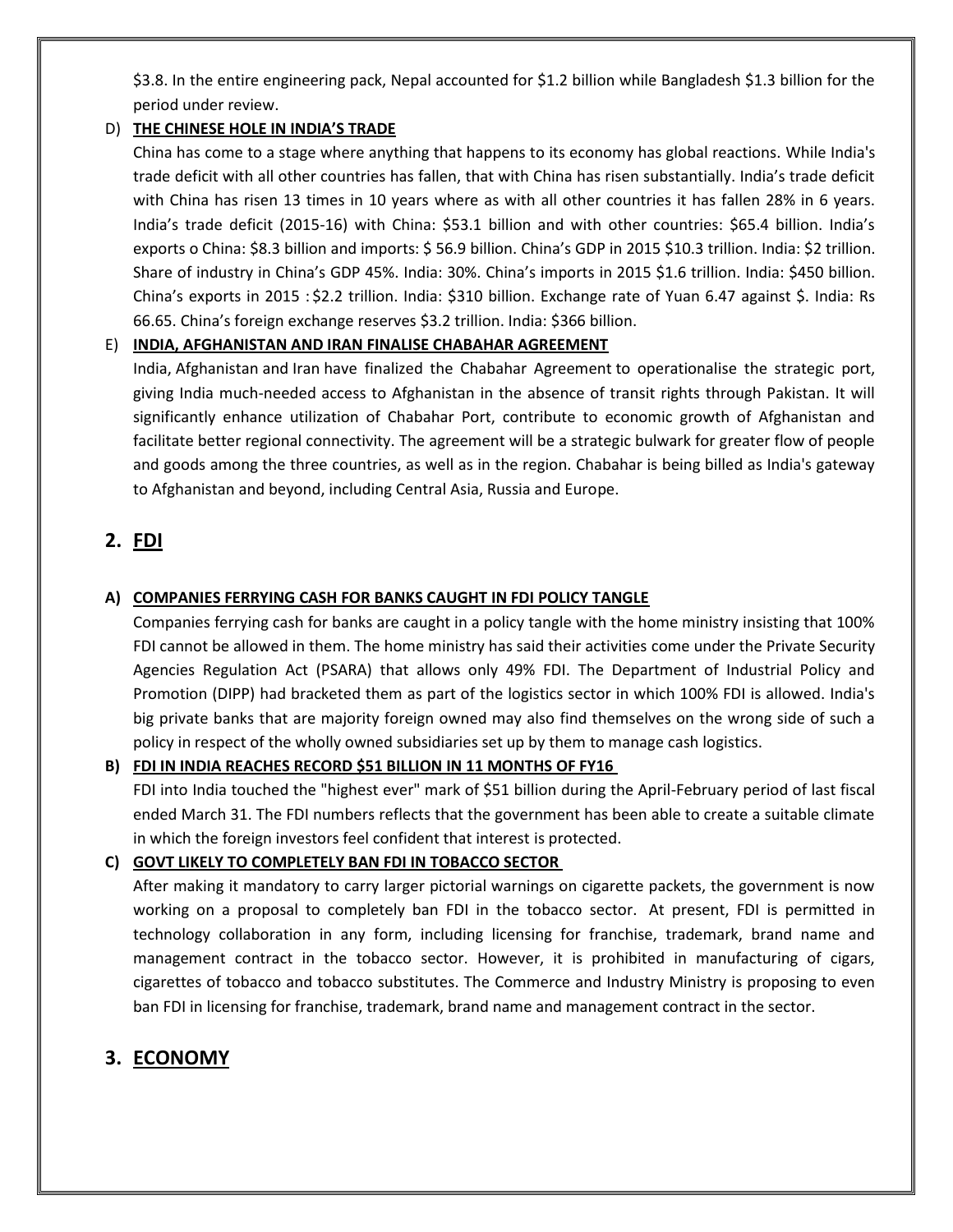$3.8. In the entire engineering pack, Nepal accounted for $1.2 billion while Bangladesh $1.3 billion for the period under review.

D) **THE CHINESE HOLE IN INDIA'S TRADE**

China has come to a stage where anything that happens to its economy has global reactions. While India's trade deficit with all other countries has fallen, that with China has risen substantially. India's trade deficit with China has risen 13 times in 10 years where as with all other countries it has fallen 28% in 6 years. India's trade deficit (2015-16) with China: $53.1 billion and with other countries: $65.4 billion. India's exports o China: $8.3 billion and imports: $ 56.9 billion. China's GDP in 2015 $10.3 trillion. India: $2 trillion. Share of industry in China's GDP 45%. India: 30%. China's imports in 2015 $1.6 trillion. India: $450 billion. China's exports in 2015 : $2.2 trillion. India: $310 billion. Exchange rate of Yuan 6.47 against $. India: Rs 66.65. China's foreign exchange reserves $3.2 trillion. India: $366 billion.

E) **INDIA, AFGHANISTAN AND IRAN FINALISE CHABAHAR AGREEMENT**

India, Afghanistan and Iran have finalized the Chabahar Agreement to operationalise the strategic port, giving India much-needed access to Afghanistan in the absence of transit rights through Pakistan. It will significantly enhance utilization of Chabahar Port, contribute to economic growth of Afghanistan and facilitate better regional connectivity. The agreement will be a strategic bulwark for greater flow of people and goods among the three countries, as well as in the region. Chabahar is being billed as India's gateway to Afghanistan and beyond, including Central Asia, Russia and Europe.

## 2. FDI

**A) COMPANIES FERRYING CASH FOR BANKS CAUGHT IN FDI POLICY TANGLE**

Companies ferrying cash for banks are caught in a policy tangle with the home ministry insisting that 100% FDI cannot be allowed in them. The home ministry has said their activities come under the Private Security Agencies Regulation Act (PSARA) that allows only 49% FDI. The Department of Industrial Policy and Promotion (DIPP) had bracketed them as part of the logistics sector in which 100% FDI is allowed. India's big private banks that are majority foreign owned may also find themselves on the wrong side of such a policy in respect of the wholly owned subsidiaries set up by them to manage cash logistics.

**B) FDI IN INDIA REACHES RECORD $51 BILLION IN 11 MONTHS OF FY16**

FDI into India touched the "highest ever" mark of $51 billion during the April-February period of last fiscal ended March 31. The FDI numbers reflects that the government has been able to create a suitable climate in which the foreign investors feel confident that interest is protected.

**C) GOVT LIKELY TO COMPLETELY BAN FDI IN TOBACCO SECTOR**

After making it mandatory to carry larger pictorial warnings on cigarette packets, the government is now working on a proposal to completely ban FDI in the tobacco sector. At present, FDI is permitted in technology collaboration in any form, including licensing for franchise, trademark, brand name and management contract in the tobacco sector. However, it is prohibited in manufacturing of cigars, cigarettes of tobacco and tobacco substitutes. The Commerce and Industry Ministry is proposing to even ban FDI in licensing for franchise, trademark, brand name and management contract in the sector.

## 3. ECONOMY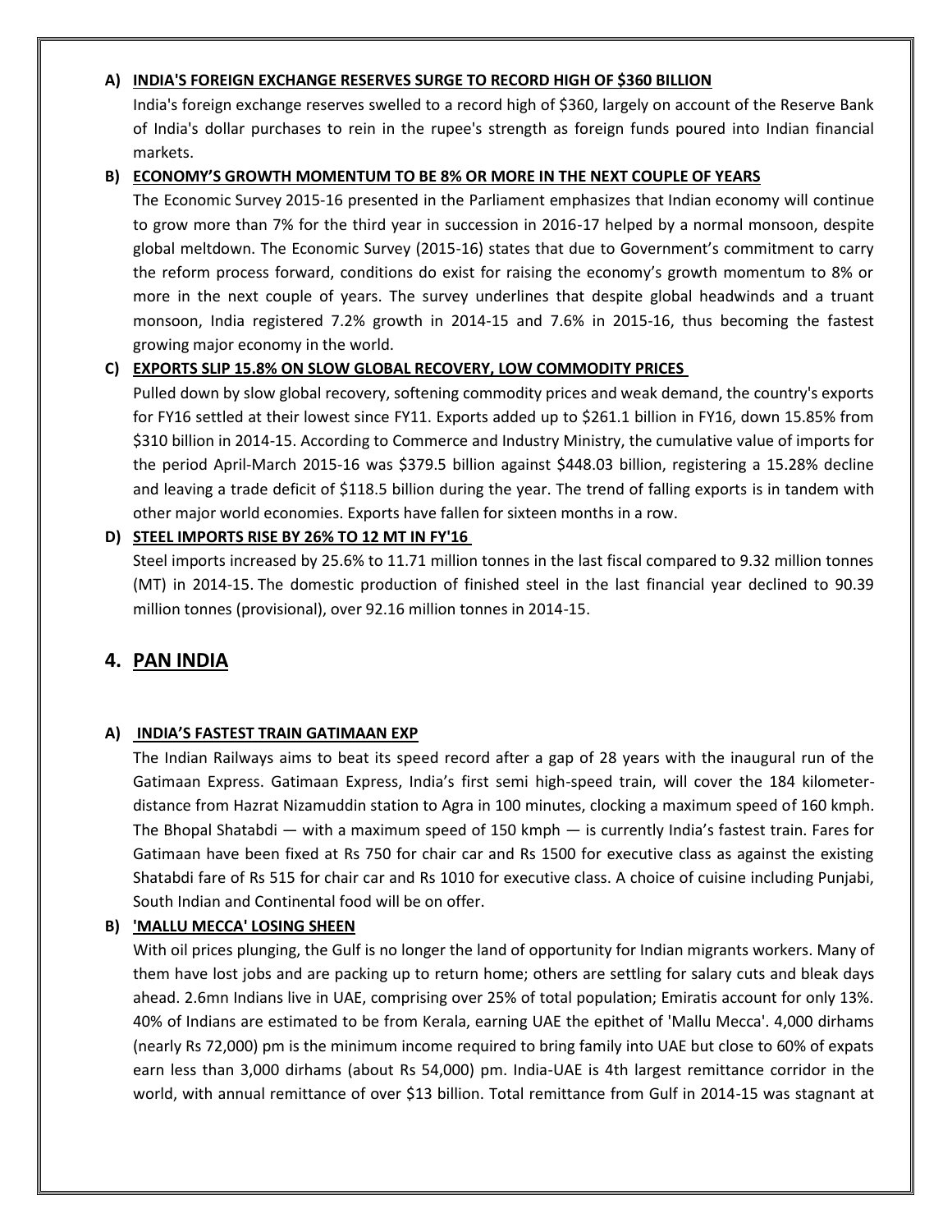**A) INDIA'S FOREIGN EXCHANGE RESERVES SURGE TO RECORD HIGH OF $360 BILLION**

India's foreign exchange reserves swelled to a record high of $360, largely on account of the Reserve Bank of India's dollar purchases to rein in the rupee's strength as foreign funds poured into Indian financial markets.

**B) ECONOMY'S GROWTH MOMENTUM TO BE 8% OR MORE IN THE NEXT COUPLE OF YEARS**

The Economic Survey 2015-16 presented in the Parliament emphasizes that Indian economy will continue to grow more than 7% for the third year in succession in 2016-17 helped by a normal monsoon, despite global meltdown. The Economic Survey (2015-16) states that due to Government's commitment to carry the reform process forward, conditions do exist for raising the economy's growth momentum to 8% or more in the next couple of years. The survey underlines that despite global headwinds and a truant monsoon, India registered 7.2% growth in 2014-15 and 7.6% in 2015-16, thus becoming the fastest growing major economy in the world.

**C) EXPORTS SLIP 15.8% ON SLOW GLOBAL RECOVERY, LOW COMMODITY PRICES**

Pulled down by slow global recovery, softening commodity prices and weak demand, the country's exports for FY16 settled at their lowest since FY11. Exports added up to $261.1 billion in FY16, down 15.85% from $310 billion in 2014-15. According to Commerce and Industry Ministry, the cumulative value of imports for the period April-March 2015-16 was $379.5 billion against $448.03 billion, registering a 15.28% decline and leaving a trade deficit of $118.5 billion during the year. The trend of falling exports is in tandem with other major world economies. Exports have fallen for sixteen months in a row.

**D) STEEL IMPORTS RISE BY 26% TO 12 MT IN FY'16**

Steel imports increased by 25.6% to 11.71 million tonnes in the last fiscal compared to 9.32 million tonnes (MT) in 2014-15. The domestic production of finished steel in the last financial year declined to 90.39 million tonnes (provisional), over 92.16 million tonnes in 2014-15.

## 4. PAN INDIA

**A) INDIA'S FASTEST TRAIN GATIMAAN EXP**

The Indian Railways aims to beat its speed record after a gap of 28 years with the inaugural run of the Gatimaan Express. Gatimaan Express, India's first semi high-speed train, will cover the 184 kilometer-distance from Hazrat Nizamuddin station to Agra in 100 minutes, clocking a maximum speed of 160 kmph. The Bhopal Shatabdi — with a maximum speed of 150 kmph — is currently India's fastest train. Fares for Gatimaan have been fixed at Rs 750 for chair car and Rs 1500 for executive class as against the existing Shatabdi fare of Rs 515 for chair car and Rs 1010 for executive class. A choice of cuisine including Punjabi, South Indian and Continental food will be on offer.

**B) 'MALLU MECCA' LOSING SHEEN**

With oil prices plunging, the Gulf is no longer the land of opportunity for Indian migrants workers. Many of them have lost jobs and are packing up to return home; others are settling for salary cuts and bleak days ahead. 2.6mn Indians live in UAE, comprising over 25% of total population; Emiratis account for only 13%. 40% of Indians are estimated to be from Kerala, earning UAE the epithet of 'Mallu Mecca'. 4,000 dirhams (nearly Rs 72,000) pm is the minimum income required to bring family into UAE but close to 60% of expats earn less than 3,000 dirhams (about Rs 54,000) pm. India-UAE is 4th largest remittance corridor in the world, with annual remittance of over $13 billion. Total remittance from Gulf in 2014-15 was stagnant at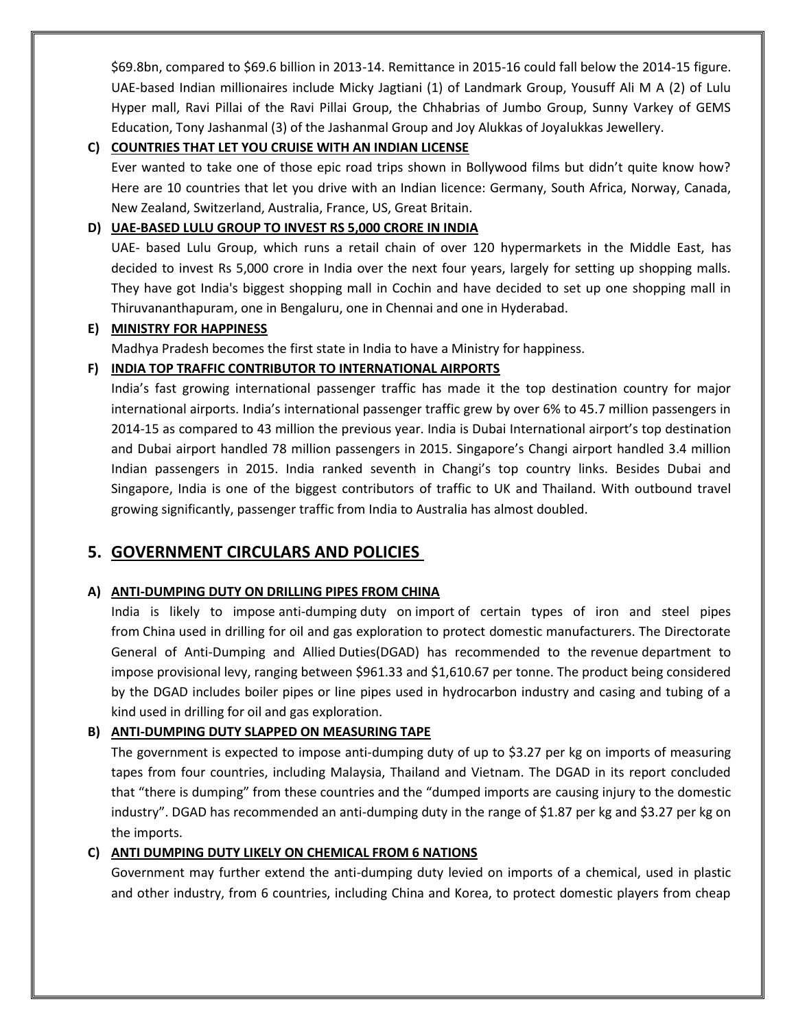$69.8bn, compared to $69.6 billion in 2013-14. Remittance in 2015-16 could fall below the 2014-15 figure. UAE-based Indian millionaires include Micky Jagtiani (1) of Landmark Group, Yousuff Ali M A (2) of Lulu Hyper mall, Ravi Pillai of the Ravi Pillai Group, the Chhabrias of Jumbo Group, Sunny Varkey of GEMS Education, Tony Jashanmal (3) of the Jashanmal Group and Joy Alukkas of Joyalukkas Jewellery.

**C) COUNTRIES THAT LET YOU CRUISE WITH AN INDIAN LICENSE**

Ever wanted to take one of those epic road trips shown in Bollywood films but didn't quite know how? Here are 10 countries that let you drive with an Indian licence: Germany, South Africa, Norway, Canada, New Zealand, Switzerland, Australia, France, US, Great Britain.

**D) UAE-BASED LULU GROUP TO INVEST RS 5,000 CRORE IN INDIA**

UAE- based Lulu Group, which runs a retail chain of over 120 hypermarkets in the Middle East, has decided to invest Rs 5,000 crore in India over the next four years, largely for setting up shopping malls. They have got India's biggest shopping mall in Cochin and have decided to set up one shopping mall in Thiruvananthapuram, one in Bengaluru, one in Chennai and one in Hyderabad.

**E) MINISTRY FOR HAPPINESS**

Madhya Pradesh becomes the first state in India to have a Ministry for happiness.

**F) INDIA TOP TRAFFIC CONTRIBUTOR TO INTERNATIONAL AIRPORTS**

India's fast growing international passenger traffic has made it the top destination country for major international airports. India's international passenger traffic grew by over 6% to 45.7 million passengers in 2014-15 as compared to 43 million the previous year. India is Dubai International airport's top destination and Dubai airport handled 78 million passengers in 2015. Singapore's Changi airport handled 3.4 million Indian passengers in 2015. India ranked seventh in Changi's top country links. Besides Dubai and Singapore, India is one of the biggest contributors of traffic to UK and Thailand. With outbound travel growing significantly, passenger traffic from India to Australia has almost doubled.

## 5. GOVERNMENT CIRCULARS AND POLICIES

**A) ANTI-DUMPING DUTY ON DRILLING PIPES FROM CHINA**

India is likely to impose anti-dumping duty on import of certain types of iron and steel pipes from China used in drilling for oil and gas exploration to protect domestic manufacturers. The Directorate General of Anti-Dumping and Allied Duties(DGAD) has recommended to the revenue department to impose provisional levy, ranging between $961.33 and $1,610.67 per tonne. The product being considered by the DGAD includes boiler pipes or line pipes used in hydrocarbon industry and casing and tubing of a kind used in drilling for oil and gas exploration.

**B) ANTI-DUMPING DUTY SLAPPED ON MEASURING TAPE**

The government is expected to impose anti-dumping duty of up to $3.27 per kg on imports of measuring tapes from four countries, including Malaysia, Thailand and Vietnam. The DGAD in its report concluded that "there is dumping" from these countries and the "dumped imports are causing injury to the domestic industry". DGAD has recommended an anti-dumping duty in the range of $1.87 per kg and $3.27 per kg on the imports.

**C) ANTI DUMPING DUTY LIKELY ON CHEMICAL FROM 6 NATIONS**

Government may further extend the anti-dumping duty levied on imports of a chemical, used in plastic and other industry, from 6 countries, including China and Korea, to protect domestic players from cheap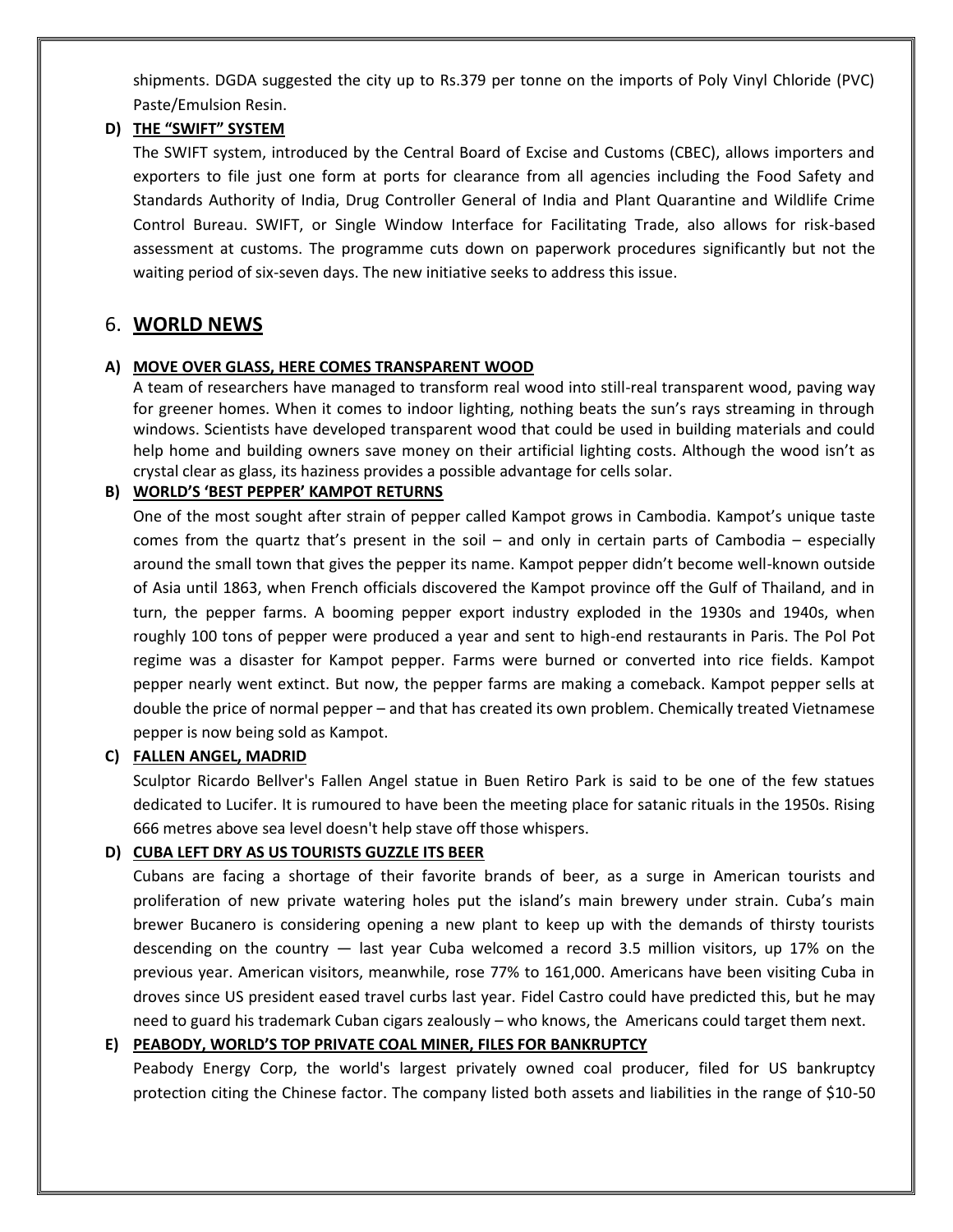shipments. DGDA suggested the city up to Rs.379 per tonne on the imports of Poly Vinyl Chloride (PVC) Paste/Emulsion Resin.

**D) THE "SWIFT" SYSTEM**

The SWIFT system, introduced by the Central Board of Excise and Customs (CBEC), allows importers and exporters to file just one form at ports for clearance from all agencies including the Food Safety and Standards Authority of India, Drug Controller General of India and Plant Quarantine and Wildlife Crime Control Bureau. SWIFT, or Single Window Interface for Facilitating Trade, also allows for risk-based assessment at customs. The programme cuts down on paperwork procedures significantly but not the waiting period of six-seven days. The new initiative seeks to address this issue.

## 6. WORLD NEWS

**A) MOVE OVER GLASS, HERE COMES TRANSPARENT WOOD**

A team of researchers have managed to transform real wood into still-real transparent wood, paving way for greener homes. When it comes to indoor lighting, nothing beats the sun's rays streaming in through windows. Scientists have developed transparent wood that could be used in building materials and could help home and building owners save money on their artificial lighting costs. Although the wood isn't as crystal clear as glass, its haziness provides a possible advantage for cells solar.

**B) WORLD'S 'BEST PEPPER' KAMPOT RETURNS**

One of the most sought after strain of pepper called Kampot grows in Cambodia. Kampot's unique taste comes from the quartz that's present in the soil – and only in certain parts of Cambodia – especially around the small town that gives the pepper its name. Kampot pepper didn't become well-known outside of Asia until 1863, when French officials discovered the Kampot province off the Gulf of Thailand, and in turn, the pepper farms. A booming pepper export industry exploded in the 1930s and 1940s, when roughly 100 tons of pepper were produced a year and sent to high-end restaurants in Paris. The Pol Pot regime was a disaster for Kampot pepper. Farms were burned or converted into rice fields. Kampot pepper nearly went extinct. But now, the pepper farms are making a comeback. Kampot pepper sells at double the price of normal pepper – and that has created its own problem. Chemically treated Vietnamese pepper is now being sold as Kampot.

**C) FALLEN ANGEL, MADRID**

Sculptor Ricardo Bellver's Fallen Angel statue in Buen Retiro Park is said to be one of the few statues dedicated to Lucifer. It is rumoured to have been the meeting place for satanic rituals in the 1950s. Rising 666 metres above sea level doesn't help stave off those whispers.

**D) CUBA LEFT DRY AS US TOURISTS GUZZLE ITS BEER**

Cubans are facing a shortage of their favorite brands of beer, as a surge in American tourists and proliferation of new private watering holes put the island's main brewery under strain. Cuba's main brewer Bucanero is considering opening a new plant to keep up with the demands of thirsty tourists descending on the country — last year Cuba welcomed a record 3.5 million visitors, up 17% on the previous year. American visitors, meanwhile, rose 77% to 161,000. Americans have been visiting Cuba in droves since US president eased travel curbs last year. Fidel Castro could have predicted this, but he may need to guard his trademark Cuban cigars zealously – who knows, the Americans could target them next.

**E) PEABODY, WORLD'S TOP PRIVATE COAL MINER, FILES FOR BANKRUPTCY**

Peabody Energy Corp, the world's largest privately owned coal producer, filed for US bankruptcy protection citing the Chinese factor. The company listed both assets and liabilities in the range of $10-50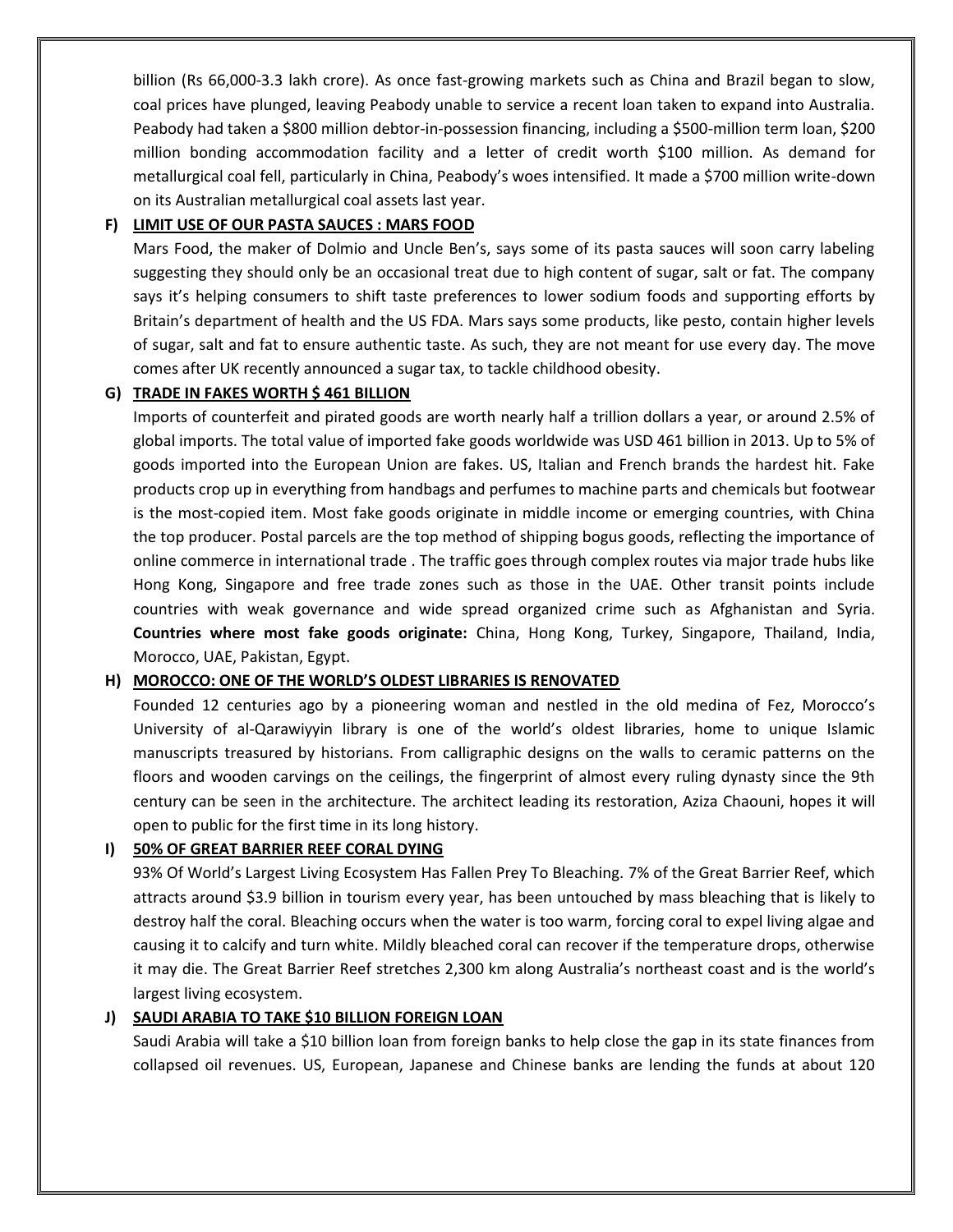billion (Rs 66,000-3.3 lakh crore). As once fast-growing markets such as China and Brazil began to slow, coal prices have plunged, leaving Peabody unable to service a recent loan taken to expand into Australia. Peabody had taken a $800 million debtor-in-possession financing, including a $500-million term loan, $200 million bonding accommodation facility and a letter of credit worth $100 million. As demand for metallurgical coal fell, particularly in China, Peabody's woes intensified. It made a $700 million write-down on its Australian metallurgical coal assets last year.

**F) LIMIT USE OF OUR PASTA SAUCES : MARS FOOD**

Mars Food, the maker of Dolmio and Uncle Ben's, says some of its pasta sauces will soon carry labeling suggesting they should only be an occasional treat due to high content of sugar, salt or fat. The company says it's helping consumers to shift taste preferences to lower sodium foods and supporting efforts by Britain's department of health and the US FDA. Mars says some products, like pesto, contain higher levels of sugar, salt and fat to ensure authentic taste. As such, they are not meant for use every day. The move comes after UK recently announced a sugar tax, to tackle childhood obesity.

**G) TRADE IN FAKES WORTH $ 461 BILLION**

Imports of counterfeit and pirated goods are worth nearly half a trillion dollars a year, or around 2.5% of global imports. The total value of imported fake goods worldwide was USD 461 billion in 2013. Up to 5% of goods imported into the European Union are fakes. US, Italian and French brands the hardest hit. Fake products crop up in everything from handbags and perfumes to machine parts and chemicals but footwear is the most-copied item. Most fake goods originate in middle income or emerging countries, with China the top producer. Postal parcels are the top method of shipping bogus goods, reflecting the importance of online commerce in international trade . The traffic goes through complex routes via major trade hubs like Hong Kong, Singapore and free trade zones such as those in the UAE. Other transit points include countries with weak governance and wide spread organized crime such as Afghanistan and Syria. **Countries where most fake goods originate:** China, Hong Kong, Turkey, Singapore, Thailand, India, Morocco, UAE, Pakistan, Egypt.

**H) MOROCCO: ONE OF THE WORLD'S OLDEST LIBRARIES IS RENOVATED**

Founded 12 centuries ago by a pioneering woman and nestled in the old medina of Fez, Morocco's University of al-Qarawiyyin library is one of the world's oldest libraries, home to unique Islamic manuscripts treasured by historians. From calligraphic designs on the walls to ceramic patterns on the floors and wooden carvings on the ceilings, the fingerprint of almost every ruling dynasty since the 9th century can be seen in the architecture. The architect leading its restoration, Aziza Chaouni, hopes it will open to public for the first time in its long history.

**I) 50% OF GREAT BARRIER REEF CORAL DYING**

93% Of World's Largest Living Ecosystem Has Fallen Prey To Bleaching. 7% of the Great Barrier Reef, which attracts around $3.9 billion in tourism every year, has been untouched by mass bleaching that is likely to destroy half the coral. Bleaching occurs when the water is too warm, forcing coral to expel living algae and causing it to calcify and turn white. Mildly bleached coral can recover if the temperature drops, otherwise it may die. The Great Barrier Reef stretches 2,300 km along Australia's northeast coast and is the world's largest living ecosystem.

**J) SAUDI ARABIA TO TAKE $10 BILLION FOREIGN LOAN**

Saudi Arabia will take a $10 billion loan from foreign banks to help close the gap in its state finances from collapsed oil revenues. US, European, Japanese and Chinese banks are lending the funds at about 120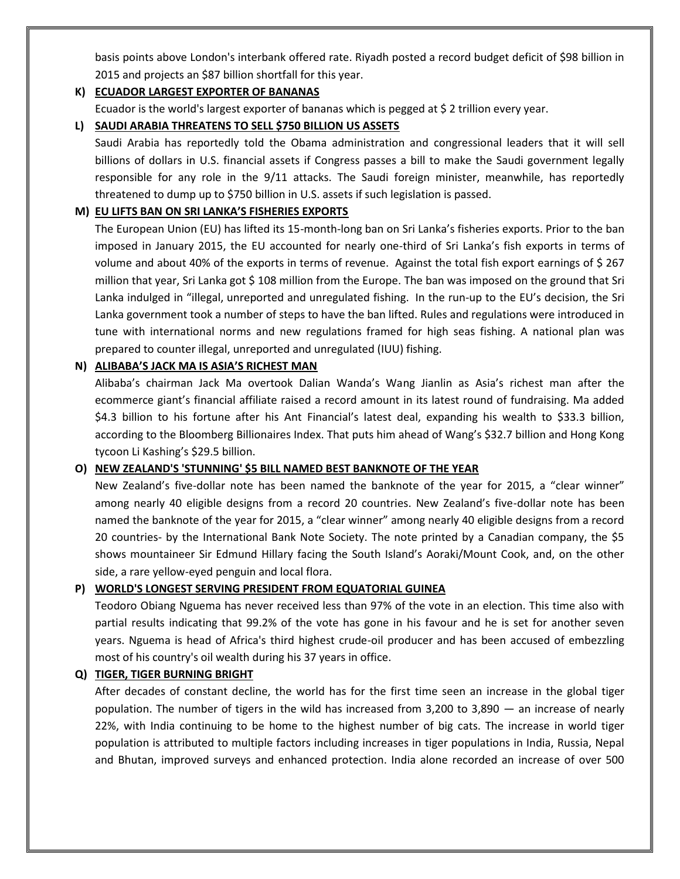basis points above London's interbank offered rate. Riyadh posted a record budget deficit of $98 billion in 2015 and projects an $87 billion shortfall for this year.

**K) ECUADOR LARGEST EXPORTER OF BANANAS**

Ecuador is the world's largest exporter of bananas which is pegged at $ 2 trillion every year.

**L) SAUDI ARABIA THREATENS TO SELL $750 BILLION US ASSETS**

Saudi Arabia has reportedly told the Obama administration and congressional leaders that it will sell billions of dollars in U.S. financial assets if Congress passes a bill to make the Saudi government legally responsible for any role in the 9/11 attacks. The Saudi foreign minister, meanwhile, has reportedly threatened to dump up to $750 billion in U.S. assets if such legislation is passed.

**M) EU LIFTS BAN ON SRI LANKA'S FISHERIES EXPORTS**

The European Union (EU) has lifted its 15-month-long ban on Sri Lanka's fisheries exports. Prior to the ban imposed in January 2015, the EU accounted for nearly one-third of Sri Lanka's fish exports in terms of volume and about 40% of the exports in terms of revenue. Against the total fish export earnings of $ 267 million that year, Sri Lanka got $ 108 million from the Europe. The ban was imposed on the ground that Sri Lanka indulged in "illegal, unreported and unregulated fishing. In the run-up to the EU's decision, the Sri Lanka government took a number of steps to have the ban lifted. Rules and regulations were introduced in tune with international norms and new regulations framed for high seas fishing. A national plan was prepared to counter illegal, unreported and unregulated (IUU) fishing.

**N) ALIBABA'S JACK MA IS ASIA'S RICHEST MAN**

Alibaba's chairman Jack Ma overtook Dalian Wanda's Wang Jianlin as Asia's richest man after the ecommerce giant's financial affiliate raised a record amount in its latest round of fundraising. Ma added $4.3 billion to his fortune after his Ant Financial's latest deal, expanding his wealth to $33.3 billion, according to the Bloomberg Billionaires Index. That puts him ahead of Wang's $32.7 billion and Hong Kong tycoon Li Kashing's $29.5 billion.

**O) NEW ZEALAND'S 'STUNNING' $5 BILL NAMED BEST BANKNOTE OF THE YEAR**

New Zealand's five-dollar note has been named the banknote of the year for 2015, a "clear winner" among nearly 40 eligible designs from a record 20 countries. New Zealand's five-dollar note has been named the banknote of the year for 2015, a "clear winner" among nearly 40 eligible designs from a record 20 countries- by the International Bank Note Society. The note printed by a Canadian company, the $5 shows mountaineer Sir Edmund Hillary facing the South Island's Aoraki/Mount Cook, and, on the other side, a rare yellow-eyed penguin and local flora.

**P) WORLD'S LONGEST SERVING PRESIDENT FROM EQUATORIAL GUINEA**

Teodoro Obiang Nguema has never received less than 97% of the vote in an election. This time also with partial results indicating that 99.2% of the vote has gone in his favour and he is set for another seven years. Nguema is head of Africa's third highest crude-oil producer and has been accused of embezzling most of his country's oil wealth during his 37 years in office.

**Q) TIGER, TIGER BURNING BRIGHT**

After decades of constant decline, the world has for the first time seen an increase in the global tiger population. The number of tigers in the wild has increased from 3,200 to 3,890 — an increase of nearly 22%, with India continuing to be home to the highest number of big cats. The increase in world tiger population is attributed to multiple factors including increases in tiger populations in India, Russia, Nepal and Bhutan, improved surveys and enhanced protection. India alone recorded an increase of over 500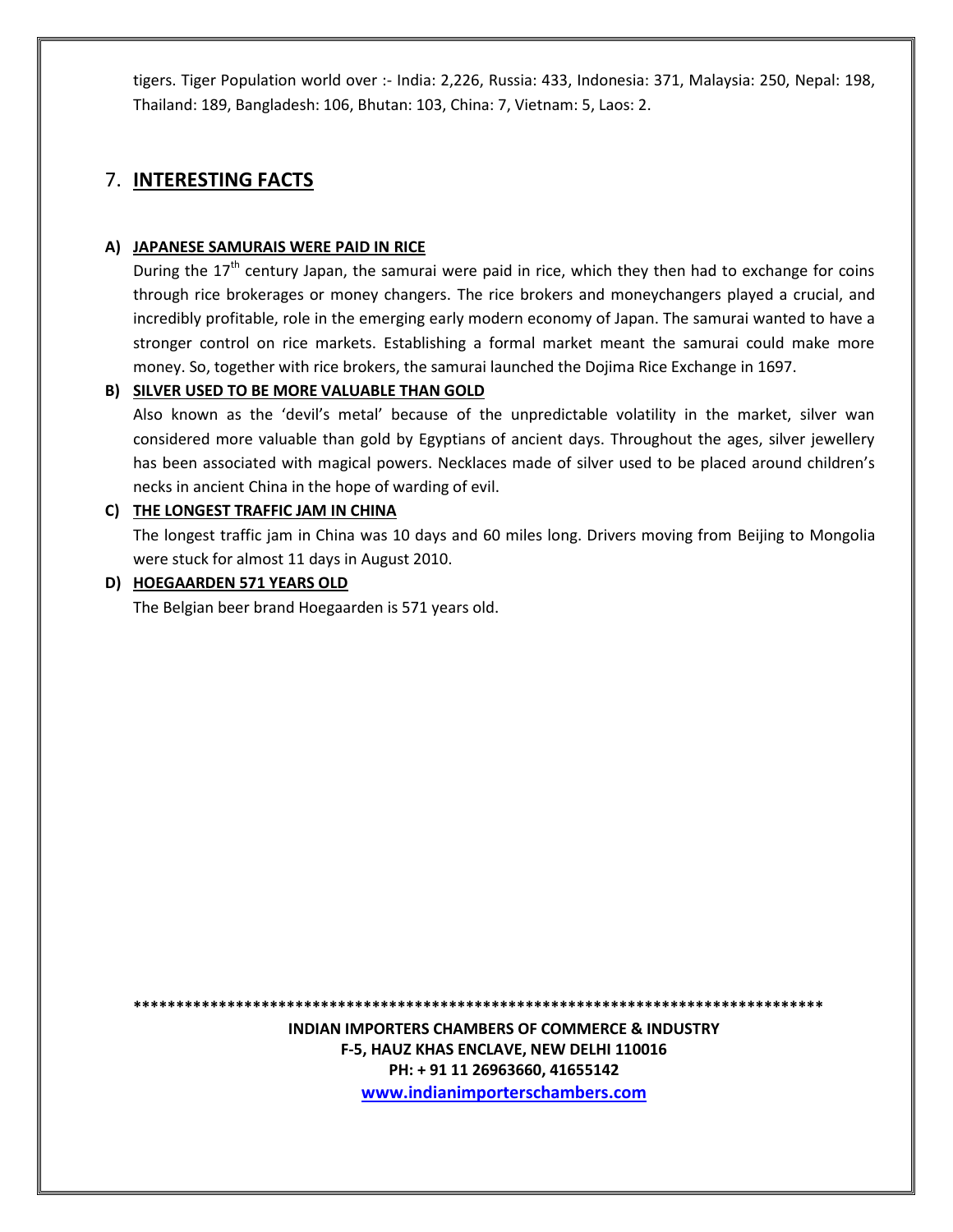tigers. Tiger Population world over :- India: 2,226, Russia: 433, Indonesia: 371, Malaysia: 250, Nepal: 198, Thailand: 189, Bangladesh: 106, Bhutan: 103, China: 7, Vietnam: 5, Laos: 2.

## 7. INTERESTING FACTS

**A) JAPANESE SAMURAIS WERE PAID IN RICE**

During the 17th century Japan, the samurai were paid in rice, which they then had to exchange for coins through rice brokerages or money changers. The rice brokers and moneychangers played a crucial, and incredibly profitable, role in the emerging early modern economy of Japan. The samurai wanted to have a stronger control on rice markets. Establishing a formal market meant the samurai could make more money. So, together with rice brokers, the samurai launched the Dojima Rice Exchange in 1697.

**B) SILVER USED TO BE MORE VALUABLE THAN GOLD**

Also known as the 'devil's metal' because of the unpredictable volatility in the market, silver wan considered more valuable than gold by Egyptians of ancient days. Throughout the ages, silver jewellery has been associated with magical powers. Necklaces made of silver used to be placed around children's necks in ancient China in the hope of warding of evil.

**C) THE LONGEST TRAFFIC JAM IN CHINA**

The longest traffic jam in China was 10 days and 60 miles long. Drivers moving from Beijing to Mongolia were stuck for almost 11 days in August 2010.

**D) HOEGAARDEN 571 YEARS OLD**

The Belgian beer brand Hoegaarden is 571 years old.

*************************************************************************************

**INDIAN IMPORTERS CHAMBERS OF COMMERCE & INDUSTRY**
**F-5, HAUZ KHAS ENCLAVE, NEW DELHI 110016**
**PH: + 91 11 26963660, 41655142**
**www.indianimporterschambers.com**